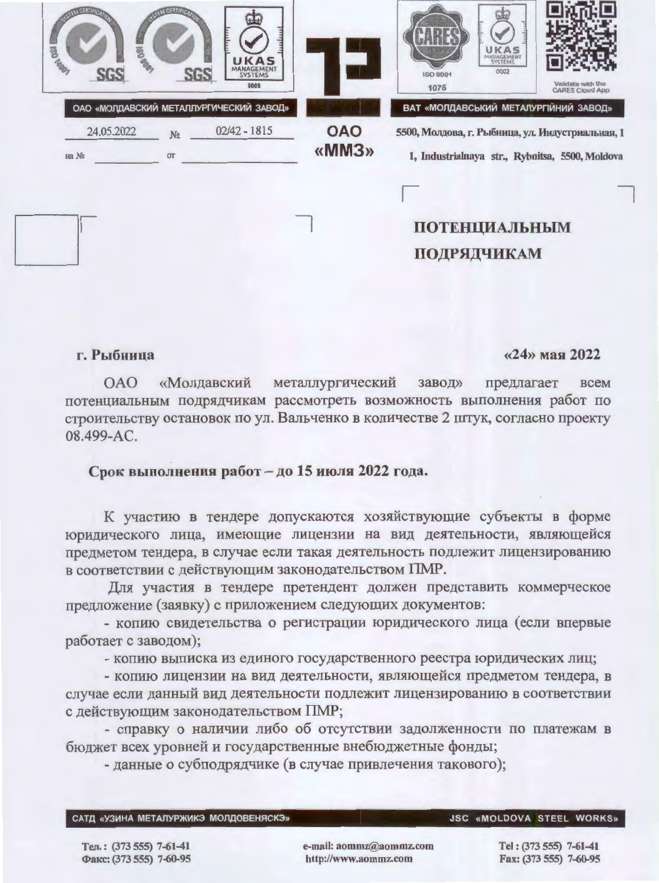ОАО «МОЛДАВСКИЙ МЕТАЛЛУРГИЧЕСКИЙ ЗАВОД»

ВАТ «МОЛДАВСЬКИЙ МЕТАЛУРГІЙНИЙ ЗАВОД»

24.05.2022 № 02/42 - 1815

на № ________ от ________

**ОАО «ММЗ»**

**5500, Молдова, г. Рыбница, ул. Индустриальная, 1**

**1, Industrialnaya str., Rybnitsa, 5500, Moldova**

**ПОТЕНЦИАЛЬНЫМ ПОДРЯДЧИКАМ**

**г. Рыбница** **«24» мая 2022**

ОАО «Молдавский металлургический завод» предлагает всем потенциальным подрядчикам рассмотреть возможность выполнения работ по строительству остановок по ул. Вальченко в количестве 2 штук, согласно проекту 08.499-АС.

**Срок выполнения работ – до 15 июля 2022 года.**

К участию в тендере допускаются хозяйствующие субъекты в форме юридического лица, имеющие лицензии на вид деятельности, являющейся предметом тендера, в случае если такая деятельность подлежит лицензированию в соответствии с действующим законодательством ПМР.

Для участия в тендере претендент должен представить коммерческое предложение (заявку) с приложением следующих документов:

- копию свидетельства о регистрации юридического лица (если впервые работает с заводом);
- копию выписка из единого государственного реестра юридических лиц;
- копию лицензии на вид деятельности, являющейся предметом тендера, в случае если данный вид деятельности подлежит лицензированию в соответствии с действующим законодательством ПМР;
- справку о наличии либо об отсутствии задолженности по платежам в бюджет всех уровней и государственные внебюджетные фонды;
- данные о субподрядчике (в случае привлечения такового);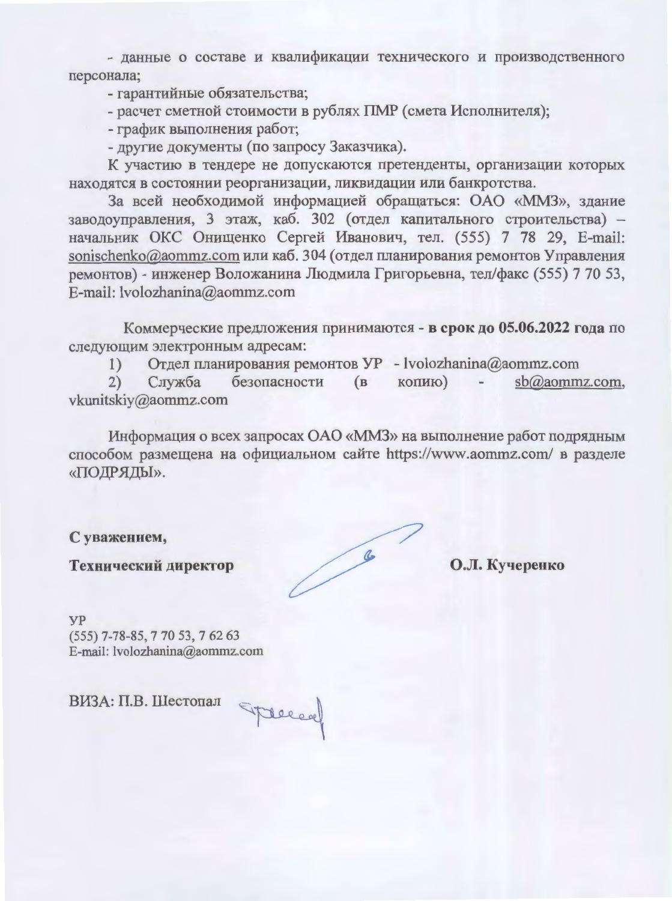- данные о составе и квалификации технического и производственного персонала;

- гарантийные обязательства;

- расчет сметной стоимости в рублях ПМР (смета Исполнителя);

- график выполнения работ;

- другие документы (по запросу Заказчика).

К участию в тендере не допускаются претенденты, организации которых находятся в состоянии реорганизации, ликвидации или банкротства.

За всей необходимой информацией обращаться: ОАО «ММЗ», здание заводоуправления, 3 этаж, каб. 302 (отдел капитального строительства) – начальник ОКС Онищенко Сергей Иванович, тел. (555) 7 78 29, E-mail: sonischenko@aommz.com или каб. 304 (отдел планирования ремонтов Управления ремонтов) - инженер Воложанина Людмила Григорьевна, тел/факс (555) 7 70 53, E-mail: lvolozhanina@aommz.com

Коммерческие предложения принимаются - **в срок до 05.06.2022 года** по следующим электронным адресам:

1) Отдел планирования ремонтов УР - lvolozhanina@aommz.com
2) Служба безопасности (в копию) - sb@aommz.com, vkunitskiy@aommz.com

Информация о всех запросах ОАО «ММЗ» на выполнение работ подрядным способом размещена на официальном сайте https://www.aommz.com/ в разделе «ПОДРЯДЫ».

**С уважением,**

**Технический директор** **О.Л. Кучеренко**

УР
(555) 7-78-85, 7 70 53, 7 62 63
E-mail: lvolozhanina@aommz.com

ВИЗА: П.В. Шестопал